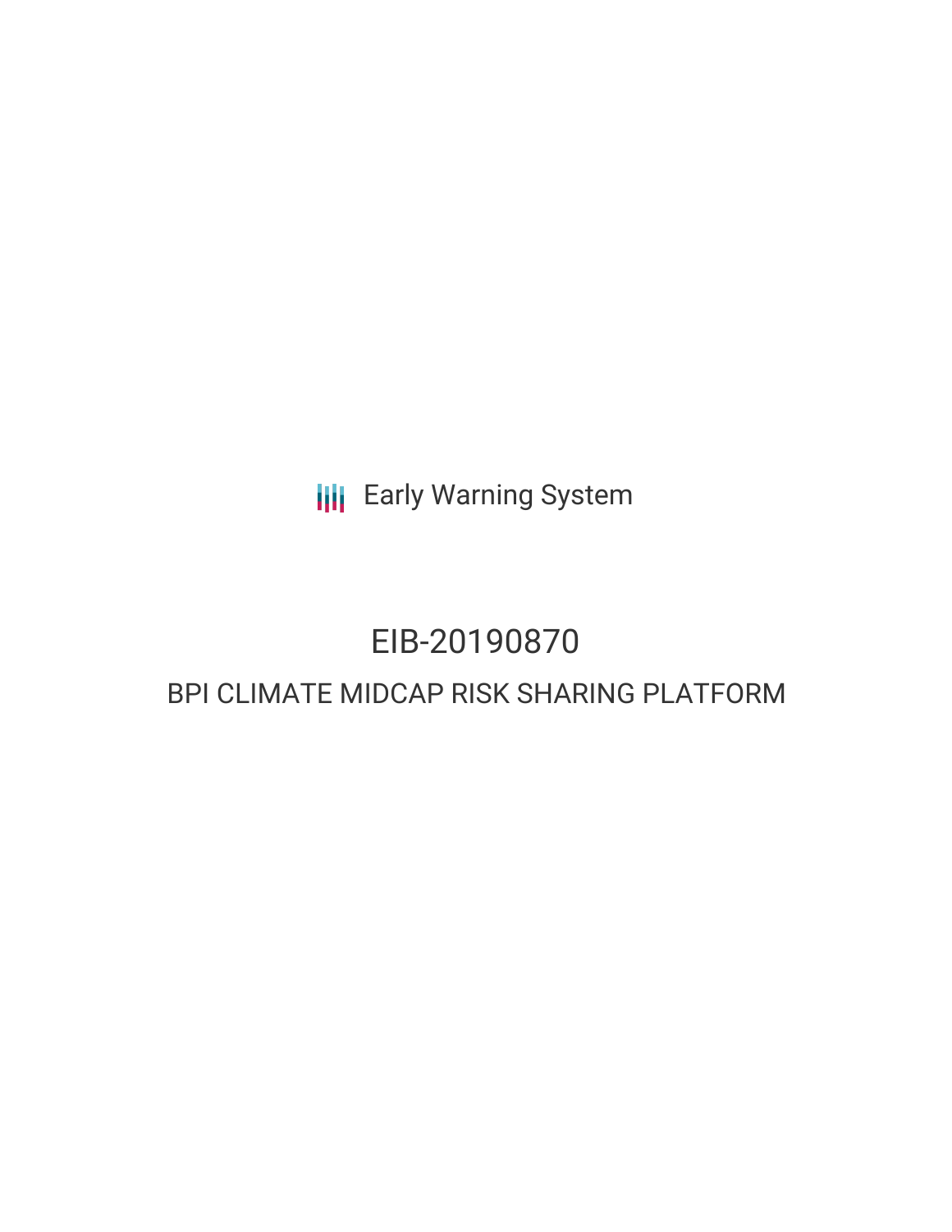Early Warning System

# EIB-20190870

## BPI CLIMATE MIDCAP RISK SHARING PLATFORM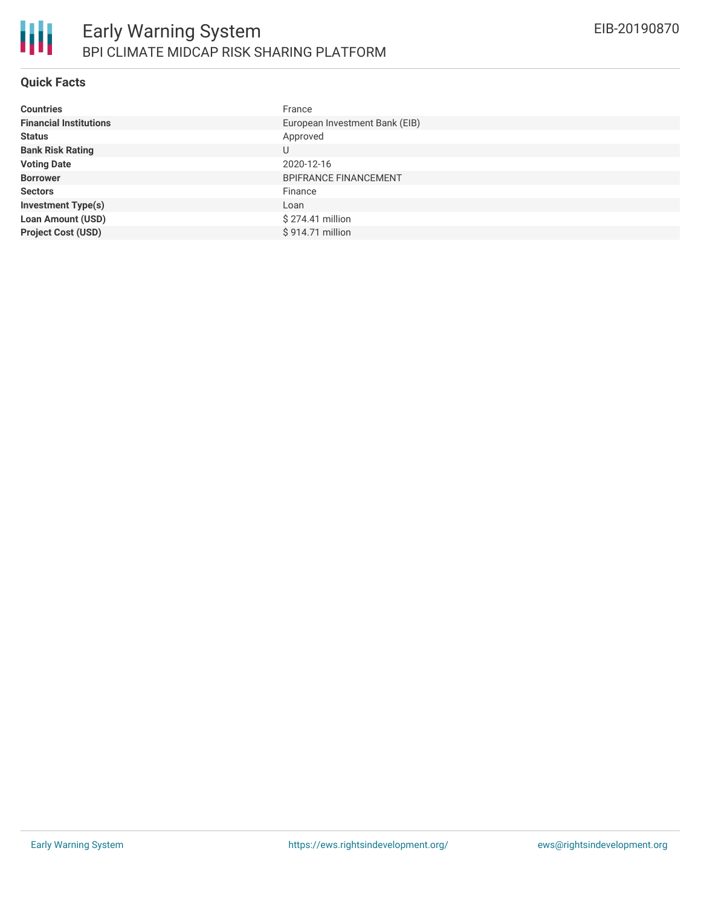# Early Warning System

## BPI CLIMATE MIDCAP RISK SHARING PLATFORM

EIB-20190870

### Quick Facts

| | |
|---|---|
| **Countries** | France |
| **Financial Institutions** | European Investment Bank (EIB) |
| **Status** | Approved |
| **Bank Risk Rating** | U |
| **Voting Date** | 2020-12-16 |
| **Borrower** | BPIFRANCE FINANCEMENT |
| **Sectors** | Finance |
| **Investment Type(s)** | Loan |
| **Loan Amount (USD)** | $ 274.41 million |
| **Project Cost (USD)** | $ 914.71 million |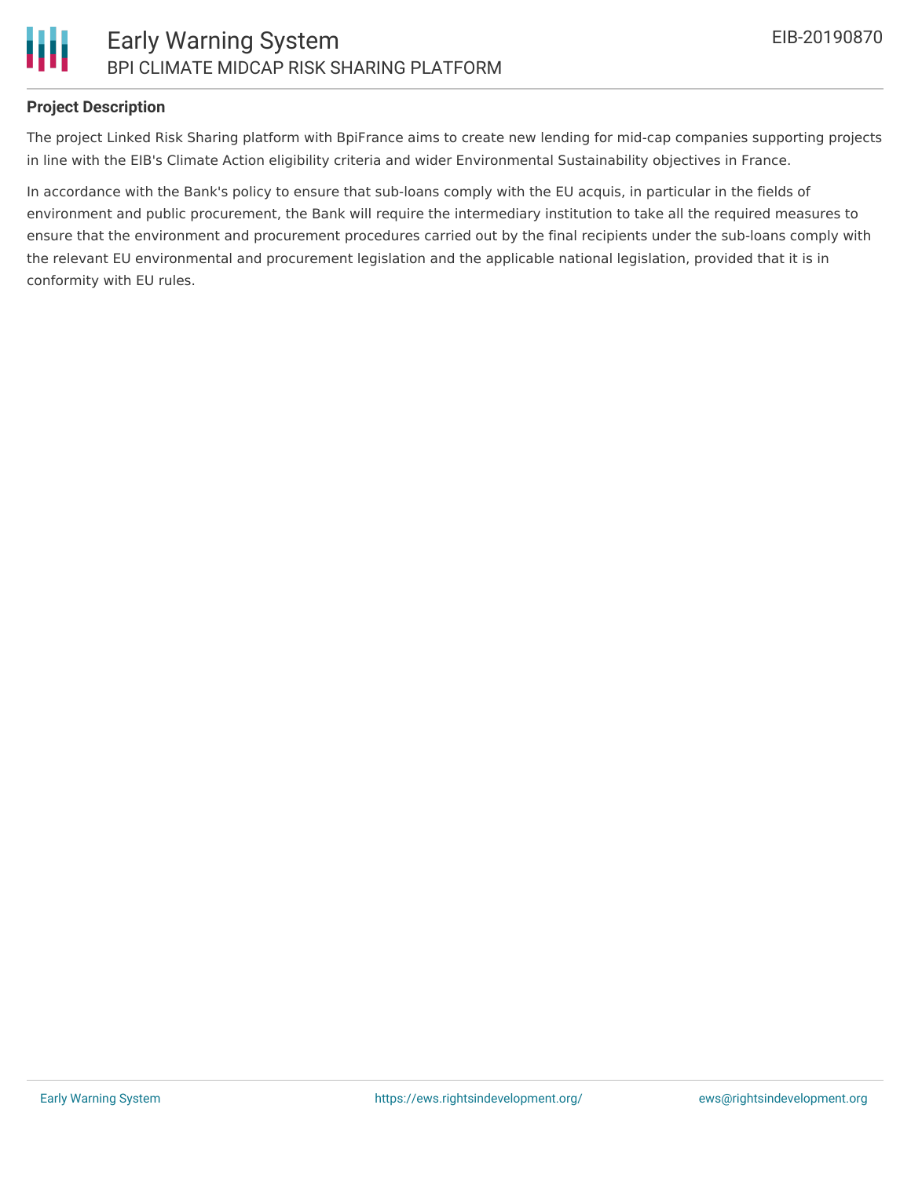### Project Description

The project Linked Risk Sharing platform with BpiFrance aims to create new lending for mid-cap companies supporting projects in line with the EIB's Climate Action eligibility criteria and wider Environmental Sustainability objectives in France.

In accordance with the Bank's policy to ensure that sub-loans comply with the EU acquis, in particular in the fields of environment and public procurement, the Bank will require the intermediary institution to take all the required measures to ensure that the environment and procurement procedures carried out by the final recipients under the sub-loans comply with the relevant EU environmental and procurement legislation and the applicable national legislation, provided that it is in conformity with EU rules.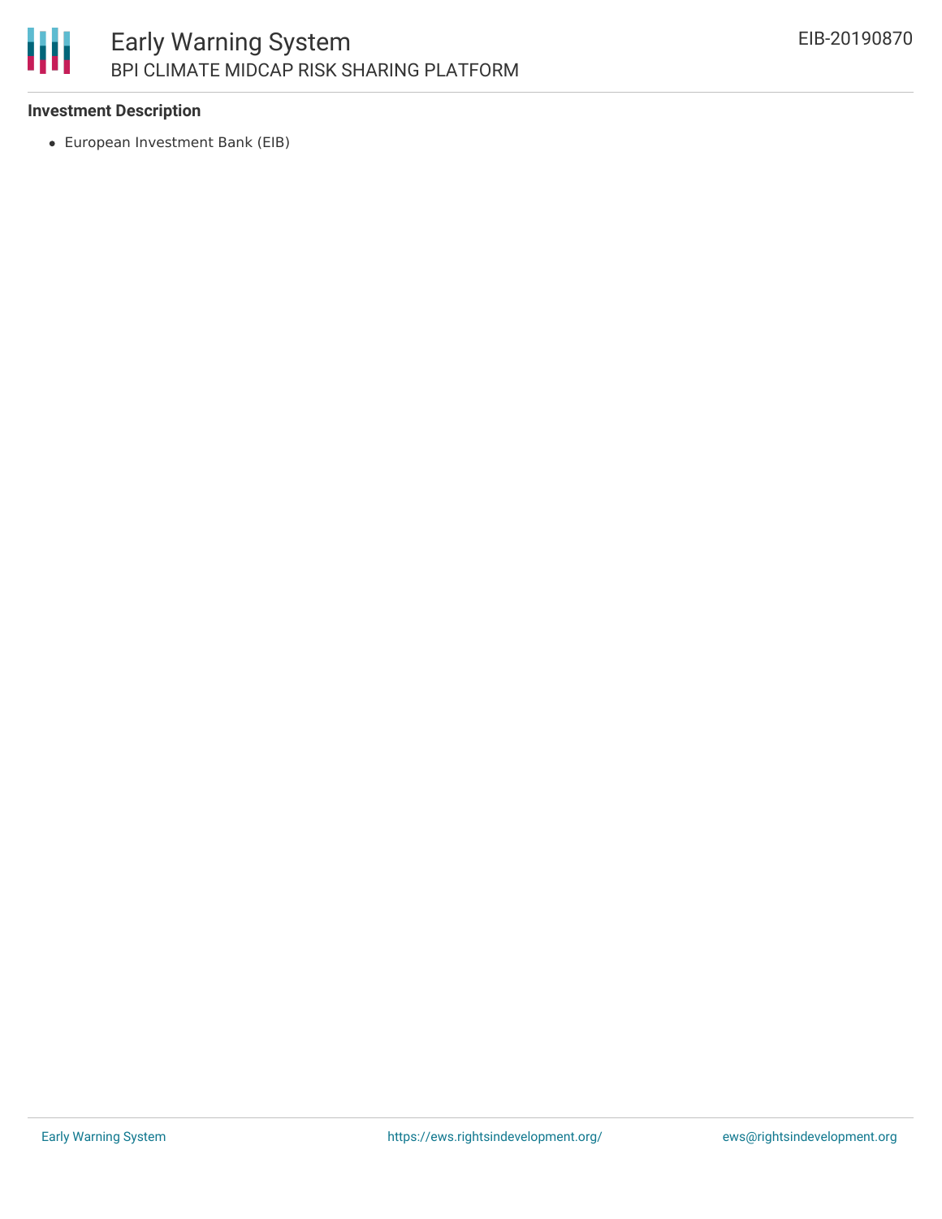### Investment Description

- European Investment Bank (EIB)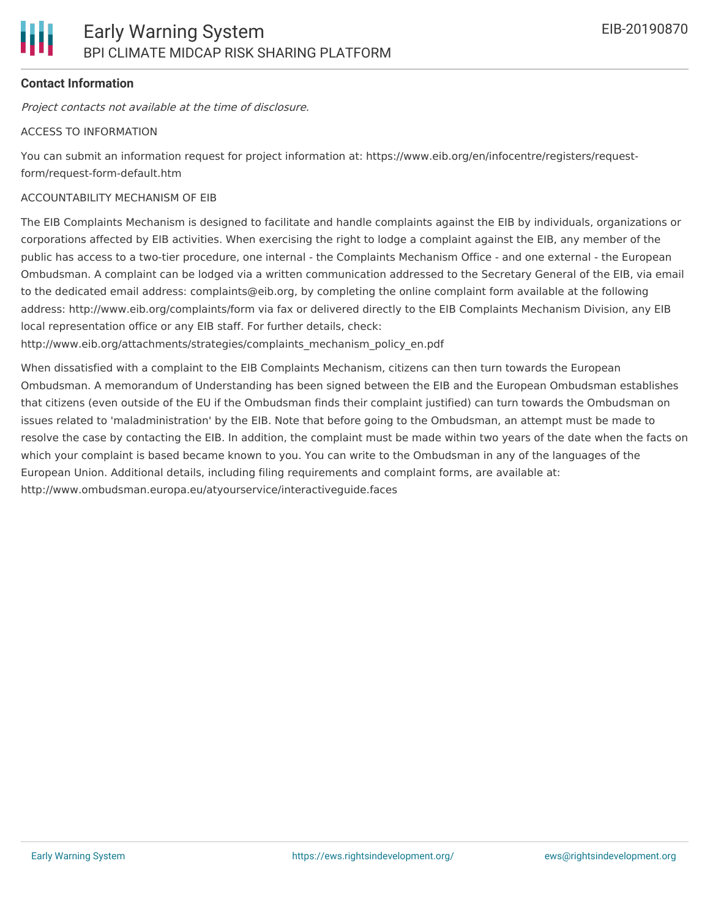## Contact Information

*Project contacts not available at the time of disclosure.*

ACCESS TO INFORMATION

You can submit an information request for project information at: https://www.eib.org/en/infocentre/registers/request-form/request-form-default.htm

ACCOUNTABILITY MECHANISM OF EIB

The EIB Complaints Mechanism is designed to facilitate and handle complaints against the EIB by individuals, organizations or corporations affected by EIB activities. When exercising the right to lodge a complaint against the EIB, any member of the public has access to a two-tier procedure, one internal - the Complaints Mechanism Office - and one external - the European Ombudsman. A complaint can be lodged via a written communication addressed to the Secretary General of the EIB, via email to the dedicated email address: complaints@eib.org, by completing the online complaint form available at the following address: http://www.eib.org/complaints/form via fax or delivered directly to the EIB Complaints Mechanism Division, any EIB local representation office or any EIB staff. For further details, check: http://www.eib.org/attachments/strategies/complaints_mechanism_policy_en.pdf

When dissatisfied with a complaint to the EIB Complaints Mechanism, citizens can then turn towards the European Ombudsman. A memorandum of Understanding has been signed between the EIB and the European Ombudsman establishes that citizens (even outside of the EU if the Ombudsman finds their complaint justified) can turn towards the Ombudsman on issues related to 'maladministration' by the EIB. Note that before going to the Ombudsman, an attempt must be made to resolve the case by contacting the EIB. In addition, the complaint must be made within two years of the date when the facts on which your complaint is based became known to you. You can write to the Ombudsman in any of the languages of the European Union. Additional details, including filing requirements and complaint forms, are available at: http://www.ombudsman.europa.eu/atyourservice/interactiveguide.faces